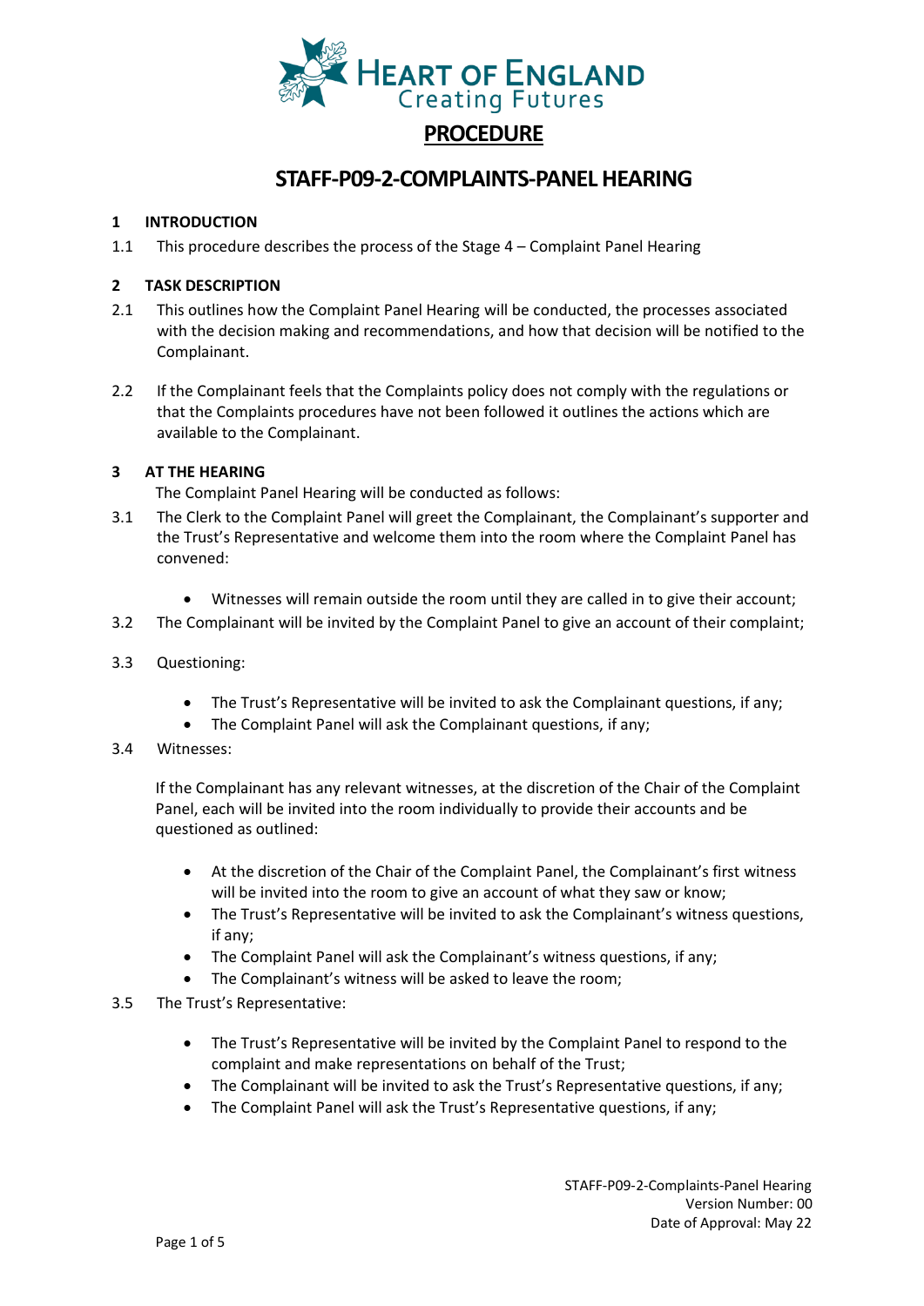**PROCEDURE**

# STAFF-P09-2-COMPLAINTS-PANEL HEARING

## 1 INTRODUCTION

1.1 This procedure describes the process of the Stage 4 – Complaint Panel Hearing

## 2 TASK DESCRIPTION

2.1 This outlines how the Complaint Panel Hearing will be conducted, the processes associated with the decision making and recommendations, and how that decision will be notified to the Complainant.

2.2 If the Complainant feels that the Complaints policy does not comply with the regulations or that the Complaints procedures have not been followed it outlines the actions which are available to the Complainant.

## 3 AT THE HEARING

The Complaint Panel Hearing will be conducted as follows:

3.1 The Clerk to the Complaint Panel will greet the Complainant, the Complainant's supporter and the Trust's Representative and welcome them into the room where the Complaint Panel has convened:

- Witnesses will remain outside the room until they are called in to give their account;

3.2 The Complainant will be invited by the Complaint Panel to give an account of their complaint;

3.3 Questioning:

- The Trust's Representative will be invited to ask the Complainant questions, if any;
- The Complaint Panel will ask the Complainant questions, if any;

3.4 Witnesses:

If the Complainant has any relevant witnesses, at the discretion of the Chair of the Complaint Panel, each will be invited into the room individually to provide their accounts and be questioned as outlined:

- At the discretion of the Chair of the Complaint Panel, the Complainant's first witness will be invited into the room to give an account of what they saw or know;
- The Trust's Representative will be invited to ask the Complainant's witness questions, if any;
- The Complaint Panel will ask the Complainant's witness questions, if any;
- The Complainant's witness will be asked to leave the room;

3.5 The Trust's Representative:

- The Trust's Representative will be invited by the Complaint Panel to respond to the complaint and make representations on behalf of the Trust;
- The Complainant will be invited to ask the Trust's Representative questions, if any;
- The Complaint Panel will ask the Trust's Representative questions, if any;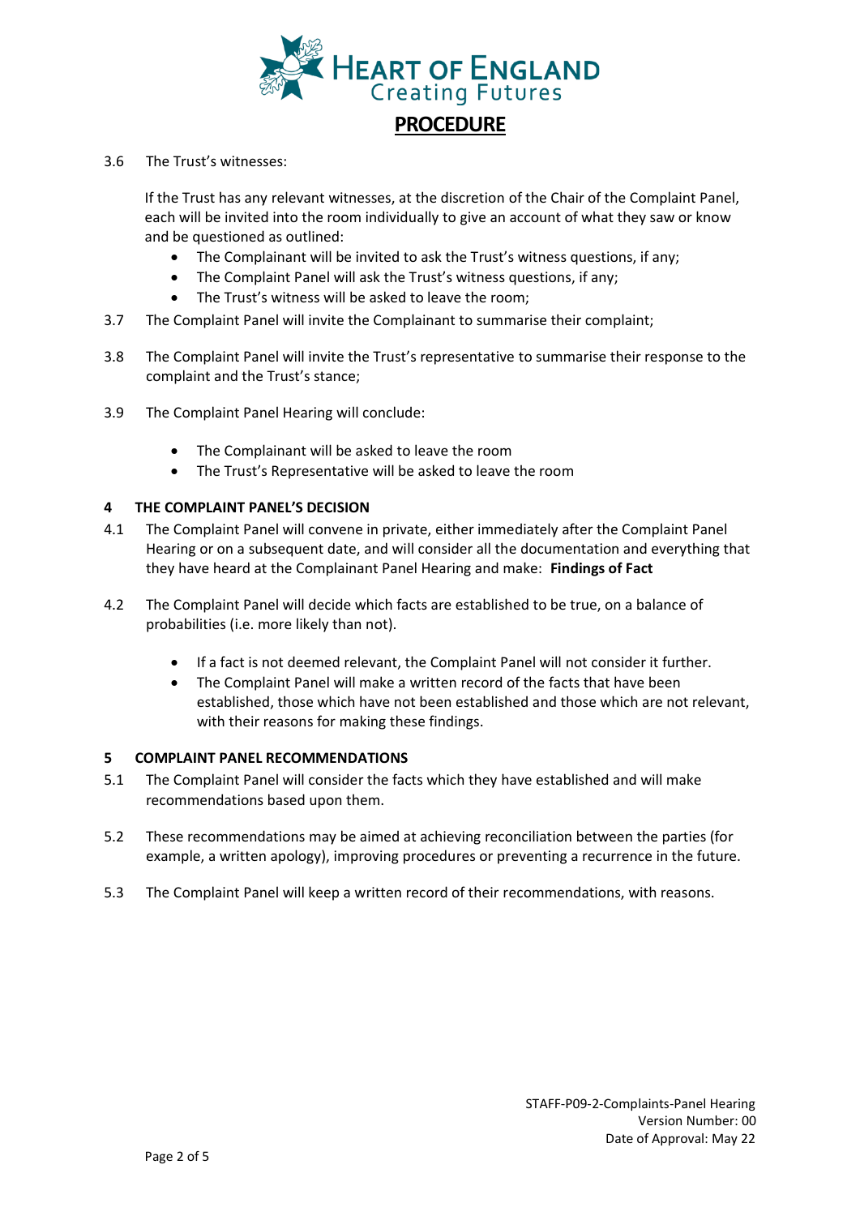3.6 The Trust's witnesses:

If the Trust has any relevant witnesses, at the discretion of the Chair of the Complaint Panel, each will be invited into the room individually to give an account of what they saw or know and be questioned as outlined:

- The Complainant will be invited to ask the Trust's witness questions, if any;
- The Complaint Panel will ask the Trust's witness questions, if any;
- The Trust's witness will be asked to leave the room;

3.7 The Complaint Panel will invite the Complainant to summarise their complaint;

3.8 The Complaint Panel will invite the Trust's representative to summarise their response to the complaint and the Trust's stance;

3.9 The Complaint Panel Hearing will conclude:

- The Complainant will be asked to leave the room
- The Trust's Representative will be asked to leave the room

## 4 THE COMPLAINT PANEL'S DECISION

4.1 The Complaint Panel will convene in private, either immediately after the Complaint Panel Hearing or on a subsequent date, and will consider all the documentation and everything that they have heard at the Complainant Panel Hearing and make: **Findings of Fact**

4.2 The Complaint Panel will decide which facts are established to be true, on a balance of probabilities (i.e. more likely than not).

- If a fact is not deemed relevant, the Complaint Panel will not consider it further.
- The Complaint Panel will make a written record of the facts that have been established, those which have not been established and those which are not relevant, with their reasons for making these findings.

## 5 COMPLAINT PANEL RECOMMENDATIONS

5.1 The Complaint Panel will consider the facts which they have established and will make recommendations based upon them.

5.2 These recommendations may be aimed at achieving reconciliation between the parties (for example, a written apology), improving procedures or preventing a recurrence in the future.

5.3 The Complaint Panel will keep a written record of their recommendations, with reasons.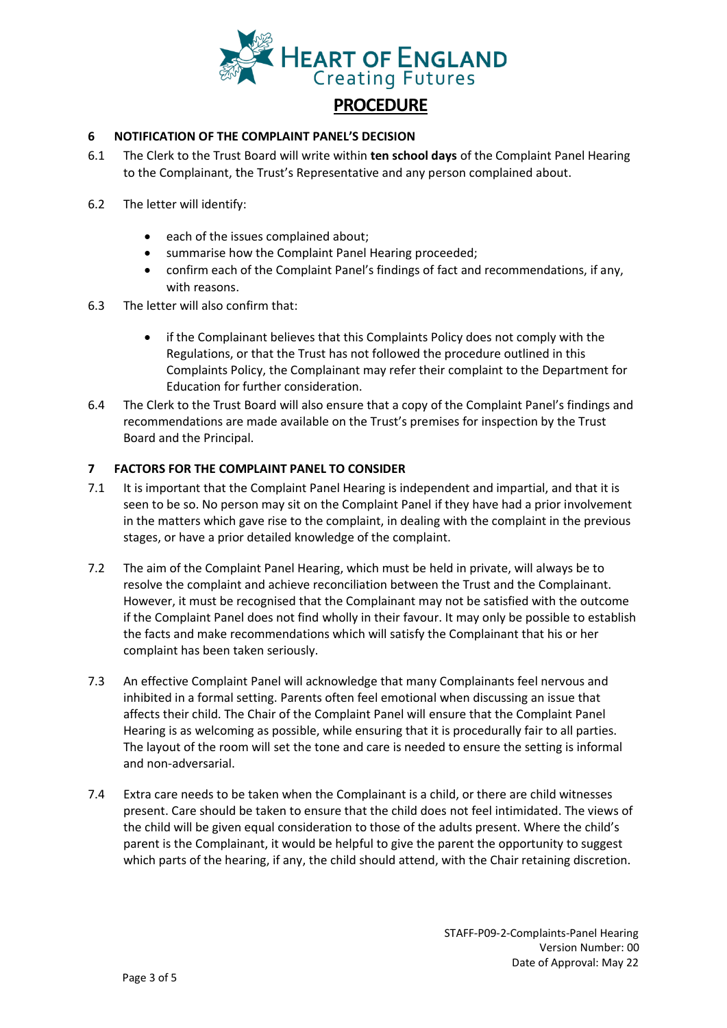## PROCEDURE

### 6 NOTIFICATION OF THE COMPLAINT PANEL'S DECISION

6.1 The Clerk to the Trust Board will write within **ten school days** of the Complaint Panel Hearing to the Complainant, the Trust's Representative and any person complained about.

6.2 The letter will identify:

- each of the issues complained about;
- summarise how the Complaint Panel Hearing proceeded;
- confirm each of the Complaint Panel's findings of fact and recommendations, if any, with reasons.

6.3 The letter will also confirm that:

- if the Complainant believes that this Complaints Policy does not comply with the Regulations, or that the Trust has not followed the procedure outlined in this Complaints Policy, the Complainant may refer their complaint to the Department for Education for further consideration.

6.4 The Clerk to the Trust Board will also ensure that a copy of the Complaint Panel's findings and recommendations are made available on the Trust's premises for inspection by the Trust Board and the Principal.

### 7 FACTORS FOR THE COMPLAINT PANEL TO CONSIDER

7.1 It is important that the Complaint Panel Hearing is independent and impartial, and that it is seen to be so. No person may sit on the Complaint Panel if they have had a prior involvement in the matters which gave rise to the complaint, in dealing with the complaint in the previous stages, or have a prior detailed knowledge of the complaint.

7.2 The aim of the Complaint Panel Hearing, which must be held in private, will always be to resolve the complaint and achieve reconciliation between the Trust and the Complainant. However, it must be recognised that the Complainant may not be satisfied with the outcome if the Complaint Panel does not find wholly in their favour. It may only be possible to establish the facts and make recommendations which will satisfy the Complainant that his or her complaint has been taken seriously.

7.3 An effective Complaint Panel will acknowledge that many Complainants feel nervous and inhibited in a formal setting. Parents often feel emotional when discussing an issue that affects their child. The Chair of the Complaint Panel will ensure that the Complaint Panel Hearing is as welcoming as possible, while ensuring that it is procedurally fair to all parties. The layout of the room will set the tone and care is needed to ensure the setting is informal and non-adversarial.

7.4 Extra care needs to be taken when the Complainant is a child, or there are child witnesses present. Care should be taken to ensure that the child does not feel intimidated. The views of the child will be given equal consideration to those of the adults present. Where the child's parent is the Complainant, it would be helpful to give the parent the opportunity to suggest which parts of the hearing, if any, the child should attend, with the Chair retaining discretion.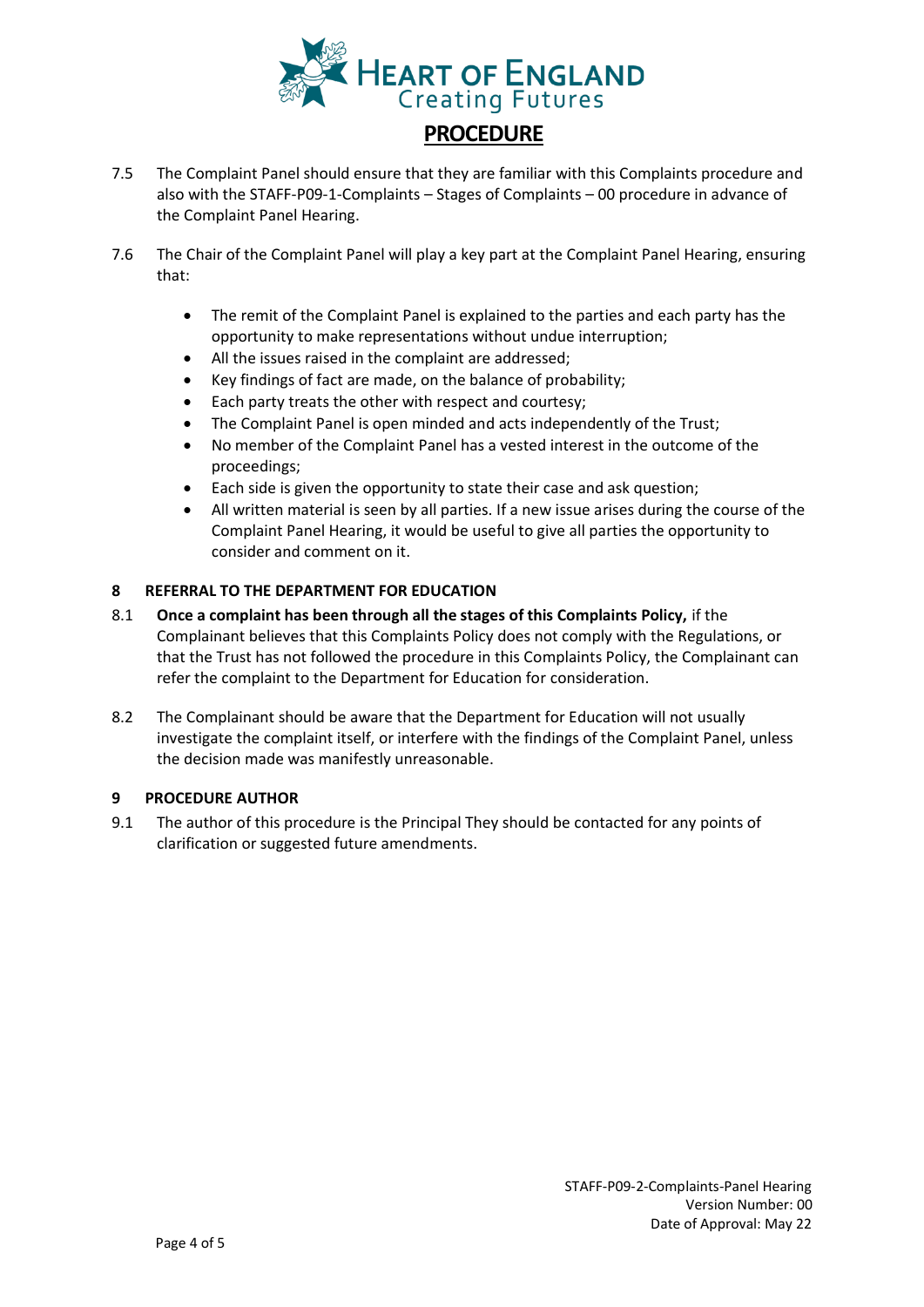7.5 The Complaint Panel should ensure that they are familiar with this Complaints procedure and also with the STAFF-P09-1-Complaints – Stages of Complaints – 00 procedure in advance of the Complaint Panel Hearing.

7.6 The Chair of the Complaint Panel will play a key part at the Complaint Panel Hearing, ensuring that:

- The remit of the Complaint Panel is explained to the parties and each party has the opportunity to make representations without undue interruption;
- All the issues raised in the complaint are addressed;
- Key findings of fact are made, on the balance of probability;
- Each party treats the other with respect and courtesy;
- The Complaint Panel is open minded and acts independently of the Trust;
- No member of the Complaint Panel has a vested interest in the outcome of the proceedings;
- Each side is given the opportunity to state their case and ask question;
- All written material is seen by all parties. If a new issue arises during the course of the Complaint Panel Hearing, it would be useful to give all parties the opportunity to consider and comment on it.

## 8 REFERRAL TO THE DEPARTMENT FOR EDUCATION

8.1 **Once a complaint has been through all the stages of this Complaints Policy,** if the Complainant believes that this Complaints Policy does not comply with the Regulations, or that the Trust has not followed the procedure in this Complaints Policy, the Complainant can refer the complaint to the Department for Education for consideration.

8.2 The Complainant should be aware that the Department for Education will not usually investigate the complaint itself, or interfere with the findings of the Complaint Panel, unless the decision made was manifestly unreasonable.

## 9 PROCEDURE AUTHOR

9.1 The author of this procedure is the Principal They should be contacted for any points of clarification or suggested future amendments.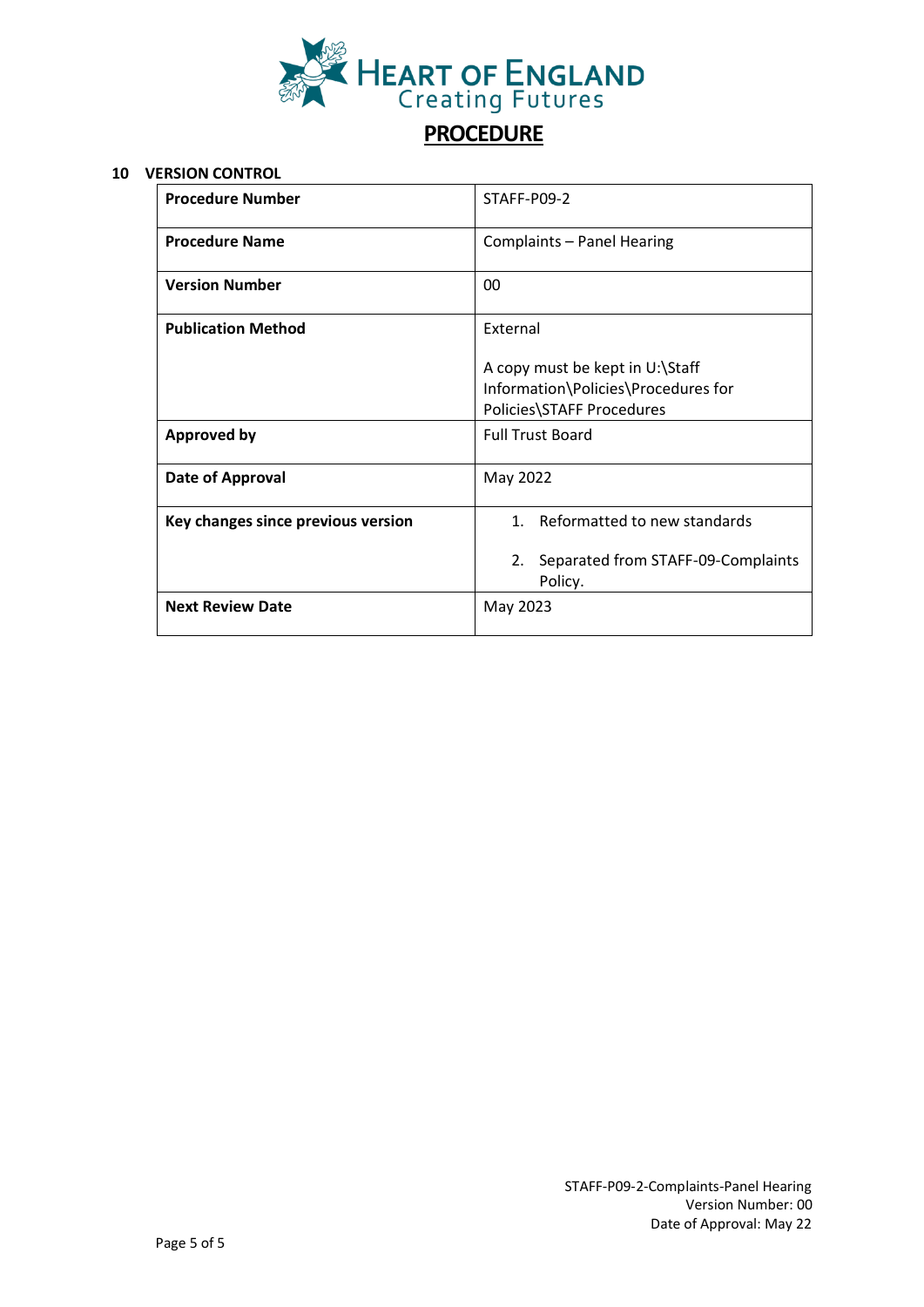# PROCEDURE

## 10 VERSION CONTROL

| | |
|---|---|
| **Procedure Number** | STAFF-P09-2 |
| **Procedure Name** | Complaints – Panel Hearing |
| **Version Number** | 00 |
| **Publication Method** | External<br><br>A copy must be kept in U:\Staff Information\Policies\Procedures for Policies\STAFF Procedures |
| **Approved by** | Full Trust Board |
| **Date of Approval** | May 2022 |
| **Key changes since previous version** | 1. Reformatted to new standards<br><br>2. Separated from STAFF-09-Complaints Policy. |
| **Next Review Date** | May 2023 |